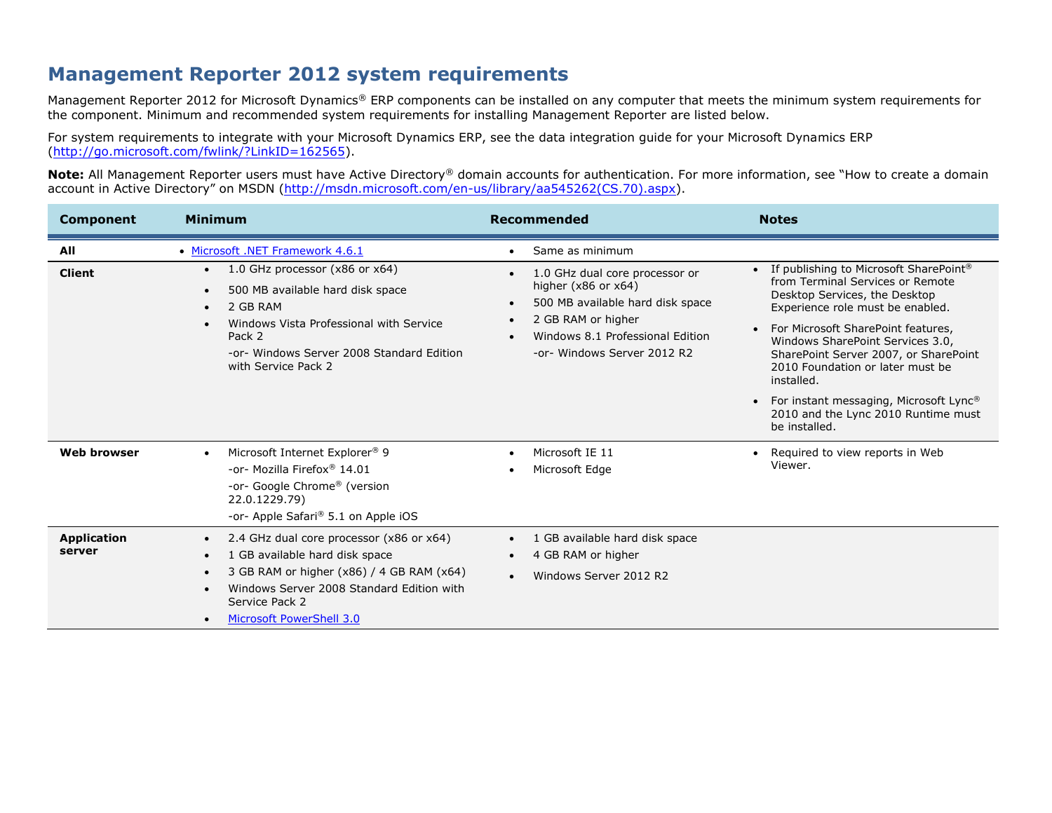# Management Reporter 2012 system requirements

Management Reporter 2012 for Microsoft Dynamics® ERP components can be installed on any computer that meets the minimum system requirements for the component. Minimum and recommended system requirements for installing Management Reporter are listed below.

For system requirements to integrate with your Microsoft Dynamics ERP, see the data integration guide for your Microsoft Dynamics ERP (http://go.microsoft.com/fwlink/?LinkID=162565).

**Note:** All Management Reporter users must have Active Directory® domain accounts for authentication. For more information, see "How to create a domain account in Active Directory" on MSDN (http://msdn.microsoft.com/en-us/library/aa545262(CS.70).aspx).

| Component | Minimum | Recommended | Notes |
|---|---|---|---|
| **All** | • Microsoft .NET Framework 4.6.1 | • Same as minimum | |
| **Client** | • 1.0 GHz processor (x86 or x64)<br>• 500 MB available hard disk space<br>• 2 GB RAM<br>• Windows Vista Professional with Service Pack 2<br>-or- Windows Server 2008 Standard Edition with Service Pack 2 | • 1.0 GHz dual core processor or higher (x86 or x64)<br>• 500 MB available hard disk space<br>• 2 GB RAM or higher<br>• Windows 8.1 Professional Edition<br>-or- Windows Server 2012 R2 | • If publishing to Microsoft SharePoint® from Terminal Services or Remote Desktop Services, the Desktop Experience role must be enabled.<br>• For Microsoft SharePoint features, Windows SharePoint Services 3.0, SharePoint Server 2007, or SharePoint 2010 Foundation or later must be installed.<br>• For instant messaging, Microsoft Lync® 2010 and the Lync 2010 Runtime must be installed. |
| **Web browser** | • Microsoft Internet Explorer® 9<br>-or- Mozilla Firefox® 14.01<br>-or- Google Chrome® (version 22.0.1229.79)<br>-or- Apple Safari® 5.1 on Apple iOS | • Microsoft IE 11<br>• Microsoft Edge | • Required to view reports in Web Viewer. |
| **Application server** | • 2.4 GHz dual core processor (x86 or x64)<br>• 1 GB available hard disk space<br>• 3 GB RAM or higher (x86) / 4 GB RAM (x64)<br>• Windows Server 2008 Standard Edition with Service Pack 2<br>• Microsoft PowerShell 3.0 | • 1 GB available hard disk space<br>• 4 GB RAM or higher<br>• Windows Server 2012 R2 | |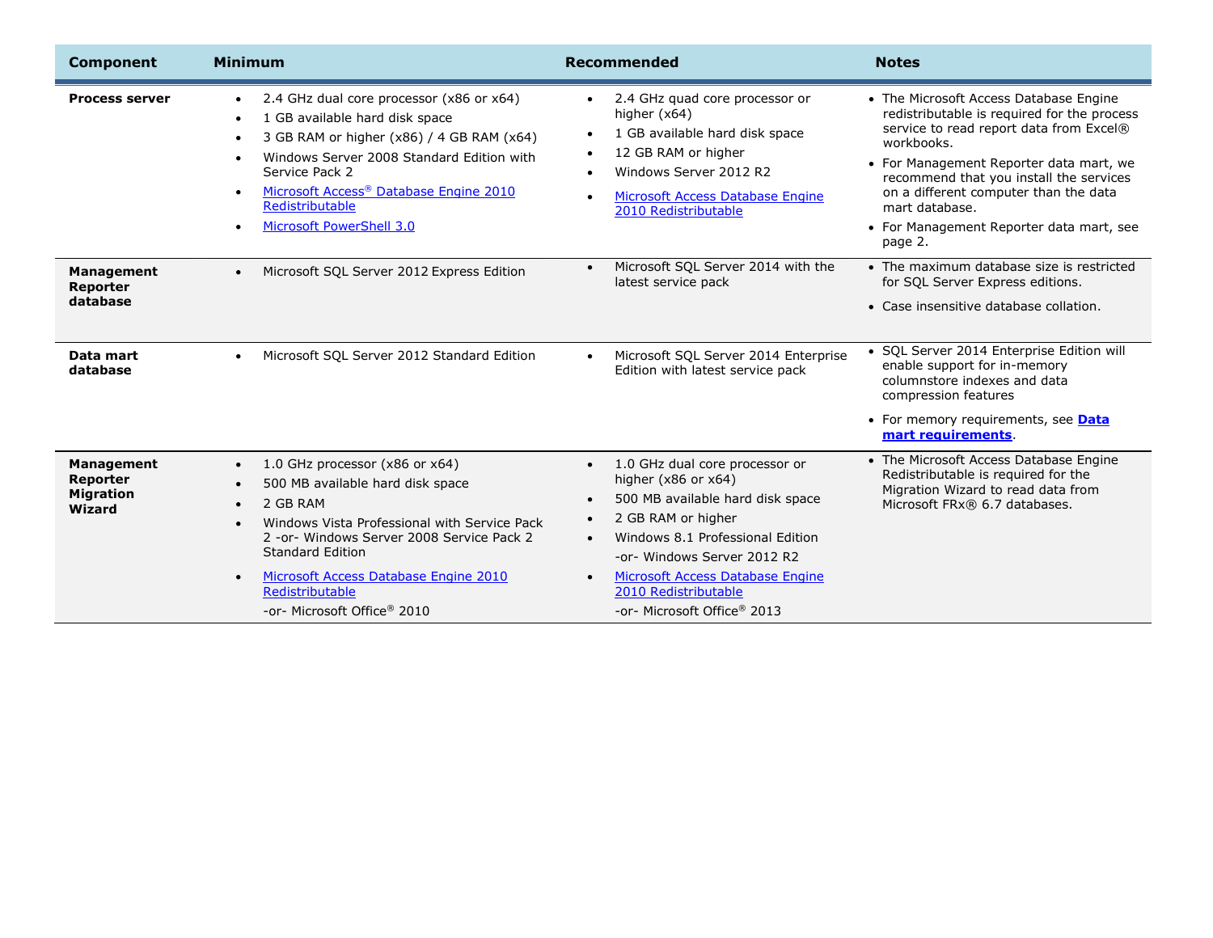| Component | Minimum | Recommended | Notes |
|---|---|---|---|
| **Process server** | • 2.4 GHz dual core processor (x86 or x64)<br>• 1 GB available hard disk space<br>• 3 GB RAM or higher (x86) / 4 GB RAM (x64)<br>• Windows Server 2008 Standard Edition with Service Pack 2<br>• Microsoft Access® Database Engine 2010 Redistributable<br>• Microsoft PowerShell 3.0 | • 2.4 GHz quad core processor or higher (x64)<br>• 1 GB available hard disk space<br>• 12 GB RAM or higher<br>• Windows Server 2012 R2<br>• Microsoft Access Database Engine 2010 Redistributable | • The Microsoft Access Database Engine redistributable is required for the process service to read report data from Excel® workbooks.<br>• For Management Reporter data mart, we recommend that you install the services on a different computer than the data mart database.<br>• For Management Reporter data mart, see page 2. |
| **Management Reporter database** | • Microsoft SQL Server 2012 Express Edition | • Microsoft SQL Server 2014 with the latest service pack | • The maximum database size is restricted for SQL Server Express editions.<br>• Case insensitive database collation. |
| **Data mart database** | • Microsoft SQL Server 2012 Standard Edition | • Microsoft SQL Server 2014 Enterprise Edition with latest service pack | • SQL Server 2014 Enterprise Edition will enable support for in-memory columnstore indexes and data compression features<br>• For memory requirements, see **Data mart requirements**. |
| **Management Reporter Migration Wizard** | • 1.0 GHz processor (x86 or x64)<br>• 500 MB available hard disk space<br>• 2 GB RAM<br>• Windows Vista Professional with Service Pack 2 -or- Windows Server 2008 Service Pack 2 Standard Edition<br>• Microsoft Access Database Engine 2010 Redistributable -or- Microsoft Office® 2010 | • 1.0 GHz dual core processor or higher (x86 or x64)<br>• 500 MB available hard disk space<br>• 2 GB RAM or higher<br>• Windows 8.1 Professional Edition -or- Windows Server 2012 R2<br>• Microsoft Access Database Engine 2010 Redistributable -or- Microsoft Office® 2013 | • The Microsoft Access Database Engine Redistributable is required for the Migration Wizard to read data from Microsoft FRx® 6.7 databases. |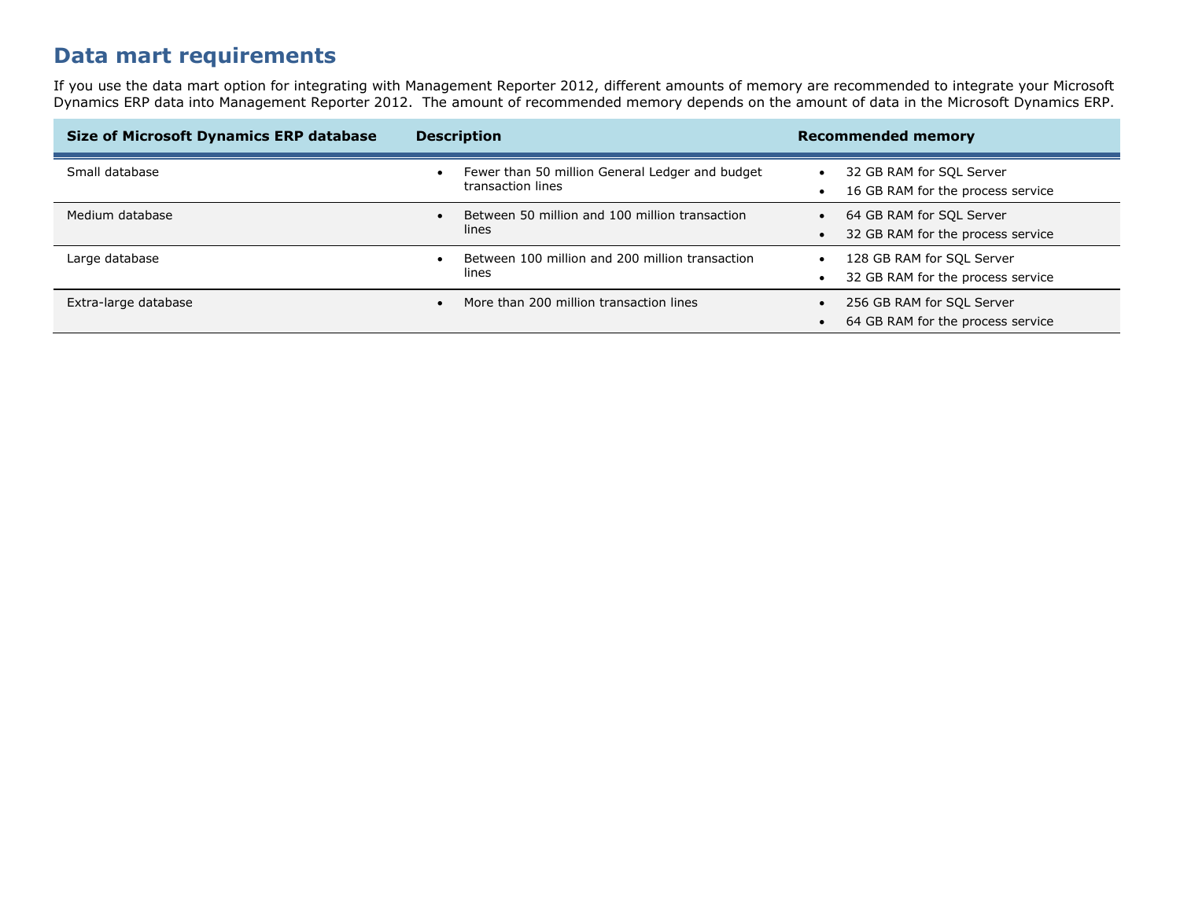## Data mart requirements

If you use the data mart option for integrating with Management Reporter 2012, different amounts of memory are recommended to integrate your Microsoft Dynamics ERP data into Management Reporter 2012. The amount of recommended memory depends on the amount of data in the Microsoft Dynamics ERP.

| Size of Microsoft Dynamics ERP database | Description | Recommended memory |
|---|---|---|
| Small database | • Fewer than 50 million General Ledger and budget transaction lines | • 32 GB RAM for SQL Server<br>• 16 GB RAM for the process service |
| Medium database | • Between 50 million and 100 million transaction lines | • 64 GB RAM for SQL Server<br>• 32 GB RAM for the process service |
| Large database | • Between 100 million and 200 million transaction lines | • 128 GB RAM for SQL Server<br>• 32 GB RAM for the process service |
| Extra-large database | • More than 200 million transaction lines | • 256 GB RAM for SQL Server<br>• 64 GB RAM for the process service |